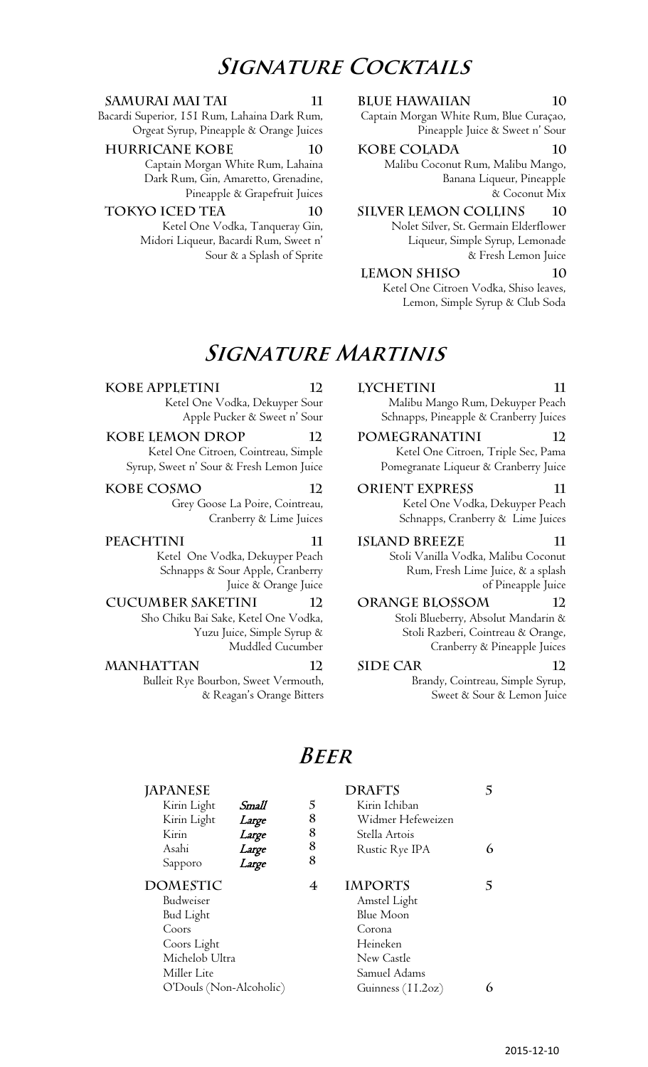# *Signature Cocktails*

**SAMURAI MAI TAI** 11
Bacardi Superior, 151 Rum, Lahaina Dark Rum, Orgeat Syrup, Pineapple & Orange Juices

**HURRICANE KOBE** 10
Captain Morgan White Rum, Lahaina Dark Rum, Gin, Amaretto, Grenadine, Pineapple & Grapefruit Juices

**TOKYO ICED TEA** 10
Ketel One Vodka, Tanqueray Gin, Midori Liqueur, Bacardi Rum, Sweet n' Sour & a Splash of Sprite

**BLUE HAWAIIAN** 10
Captain Morgan White Rum, Blue Curaçao, Pineapple Juice & Sweet n' Sour

**KOBE COLADA** 10
Malibu Coconut Rum, Malibu Mango, Banana Liqueur, Pineapple & Coconut Mix

**SILVER LEMON COLLINS** 10
Nolet Silver, St. Germain Elderflower Liqueur, Simple Syrup, Lemonade & Fresh Lemon Juice

**LEMON SHISO** 10
Ketel One Citroen Vodka, Shiso leaves, Lemon, Simple Syrup & Club Soda

# *Signature Martinis*

**KOBE APPLETINI** 12
Ketel One Vodka, Dekuyper Sour Apple Pucker & Sweet n' Sour

**KOBE LEMON DROP** 12
Ketel One Citroen, Cointreau, Simple Syrup, Sweet n' Sour & Fresh Lemon Juice

**KOBE COSMO** 12
Grey Goose La Poire, Cointreau, Cranberry & Lime Juices

**PEACHTINI** 11
Ketel One Vodka, Dekuyper Peach Schnapps & Sour Apple, Cranberry Juice & Orange Juice

**CUCUMBER SAKETINI** 12
Sho Chiku Bai Sake, Ketel One Vodka, Yuzu Juice, Simple Syrup & Muddled Cucumber

**MANHATTAN** 12
Bulleit Rye Bourbon, Sweet Vermouth, & Reagan's Orange Bitters

**LYCHETINI** 11
Malibu Mango Rum, Dekuyper Peach Schnapps, Pineapple & Cranberry Juices

**POMEGRANATINI** 12
Ketel One Citroen, Triple Sec, Pama Pomegranate Liqueur & Cranberry Juice

**ORIENT EXPRESS** 11
Ketel One Vodka, Dekuyper Peach Schnapps, Cranberry & Lime Juices

**ISLAND BREEZE** 11
Stoli Vanilla Vodka, Malibu Coconut Rum, Fresh Lime Juice, & a splash of Pineapple Juice

**ORANGE BLOSSOM** 12
Stoli Blueberry, Absolut Mandarin & Stoli Razberi, Cointreau & Orange, Cranberry & Pineapple Juices

**SIDE CAR** 12
Brandy, Cointreau, Simple Syrup, Sweet & Sour & Lemon Juice

# *Beer*

**JAPANESE**

| | | |
|---|---|---|
| Kirin Light | *Small* | 5 |
| Kirin Light | *Large* | 8 |
| Kirin | *Large* | 8 |
| Asahi | *Large* | 8 |
| Sapporo | *Large* | 8 |

**DOMESTIC** 4
- Budweiser
- Bud Light
- Coors
- Coors Light
- Michelob Ultra
- Miller Lite
- O'Douls (Non-Alcoholic)

**DRAFTS** 5
- Kirin Ichiban
- Widmer Hefeweizen
- Stella Artois
- Rustic Rye IPA 6

**IMPORTS** 5
- Amstel Light
- Blue Moon
- Corona
- Heineken
- New Castle
- Samuel Adams
- Guinness (11.2oz) 6

2015-12-10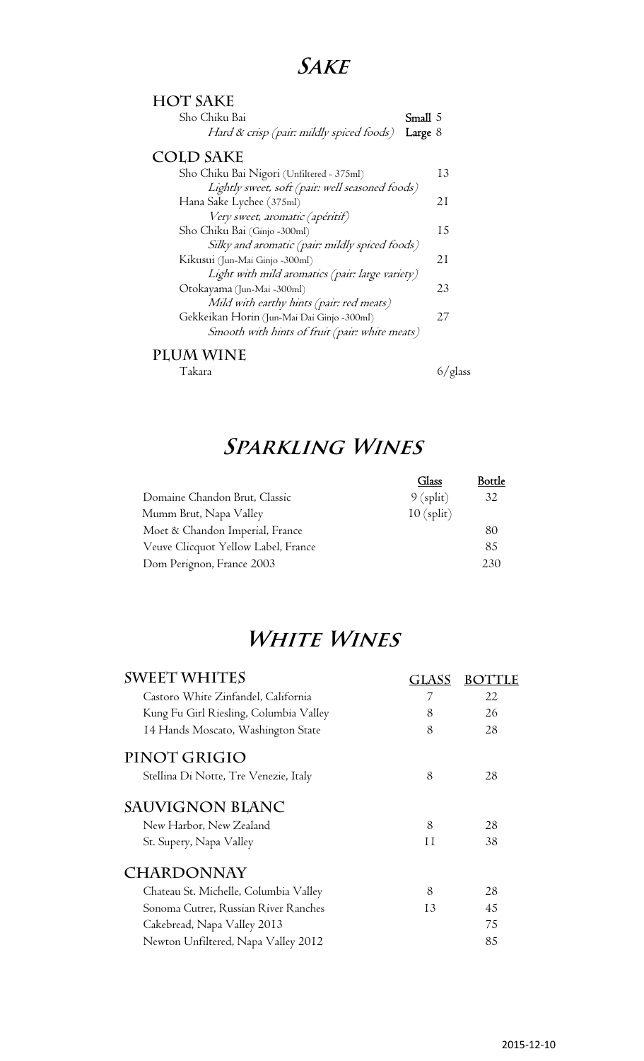# *Sake*

## HOT SAKE

| | |
|---|---|
| Sho Chiku Bai | **Small** 5 |
| *Hard & crisp (pair: mildly spiced foods)* | **Large** 8 |

## COLD SAKE

| | |
|---|---|
| Sho Chiku Bai Nigori (Unfiltered - 375ml) | 13 |
| *Lightly sweet, soft (pair: well seasoned foods)* | |
| Hana Sake Lychee (375ml) | 21 |
| *Very sweet, aromatic (apéritif)* | |
| Sho Chiku Bai (Ginjo -300ml) | 15 |
| *Silky and aromatic (pair: mildly spiced foods)* | |
| Kikusui (Jun-Mai Ginjo -300ml) | 21 |
| *Light with mild aromatics (pair: large variety)* | |
| Otokayama (Jun-Mai -300ml) | 23 |
| *Mild with earthy hints (pair: red meats)* | |
| Gekkeikan Horin (Jun-Mai Dai Ginjo -300ml) | 27 |
| *Smooth with hints of fruit (pair: white meats)* | |

## PLUM WINE

| | |
|---|---|
| Takara | 6/glass |

# *Sparkling Wines*

| | Glass | Bottle |
|---|---|---|
| Domaine Chandon Brut, Classic | 9 (split) | 32 |
| Mumm Brut, Napa Valley | 10 (split) | |
| Moet & Chandon Imperial, France | | 80 |
| Veuve Clicquot Yellow Label, France | | 85 |
| Dom Perignon, France 2003 | | 230 |

# *White Wines*

| SWEET WHITES | GLASS | BOTTLE |
|---|---|---|
| Castoro White Zinfandel, California | 7 | 22 |
| Kung Fu Girl Riesling, Columbia Valley | 8 | 26 |
| 14 Hands Moscato, Washington State | 8 | 28 |
| **PINOT GRIGIO** | | |
| Stellina Di Notte, Tre Venezie, Italy | 8 | 28 |
| **SAUVIGNON BLANC** | | |
| New Harbor, New Zealand | 8 | 28 |
| St. Supery, Napa Valley | 11 | 38 |
| **CHARDONNAY** | | |
| Chateau St. Michelle, Columbia Valley | 8 | 28 |
| Sonoma Cutrer, Russian River Ranches | 13 | 45 |
| Cakebread, Napa Valley 2013 | | 75 |
| Newton Unfiltered, Napa Valley 2012 | | 85 |

2015-12-10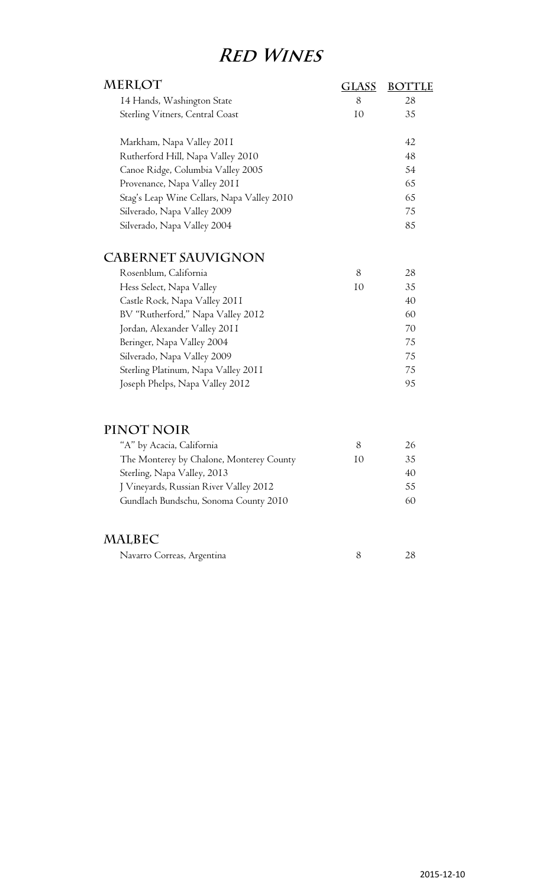# *Red Wines*

## MERLOT

| | GLASS | BOTTLE |
|---|---|---|
| 14 Hands, Washington State | 8 | 28 |
| Sterling Vitners, Central Coast | 10 | 35 |
| Markham, Napa Valley 2011 | | 42 |
| Rutherford Hill, Napa Valley 2010 | | 48 |
| Canoe Ridge, Columbia Valley 2005 | | 54 |
| Provenance, Napa Valley 2011 | | 65 |
| Stag's Leap Wine Cellars, Napa Valley 2010 | | 65 |
| Silverado, Napa Valley 2009 | | 75 |
| Silverado, Napa Valley 2004 | | 85 |

## CABERNET SAUVIGNON

| | GLASS | BOTTLE |
|---|---|---|
| Rosenblum, California | 8 | 28 |
| Hess Select, Napa Valley | 10 | 35 |
| Castle Rock, Napa Valley 2011 | | 40 |
| BV "Rutherford," Napa Valley 2012 | | 60 |
| Jordan, Alexander Valley 2011 | | 70 |
| Beringer, Napa Valley 2004 | | 75 |
| Silverado, Napa Valley 2009 | | 75 |
| Sterling Platinum, Napa Valley 2011 | | 75 |
| Joseph Phelps, Napa Valley 2012 | | 95 |

## PINOT NOIR

| | GLASS | BOTTLE |
|---|---|---|
| "A" by Acacia, California | 8 | 26 |
| The Monterey by Chalone, Monterey County | 10 | 35 |
| Sterling, Napa Valley, 2013 | | 40 |
| J Vineyards, Russian River Valley 2012 | | 55 |
| Gundlach Bundschu, Sonoma County 2010 | | 60 |

## MALBEC

| | GLASS | BOTTLE |
|---|---|---|
| Navarro Correas, Argentina | 8 | 28 |

2015-12-10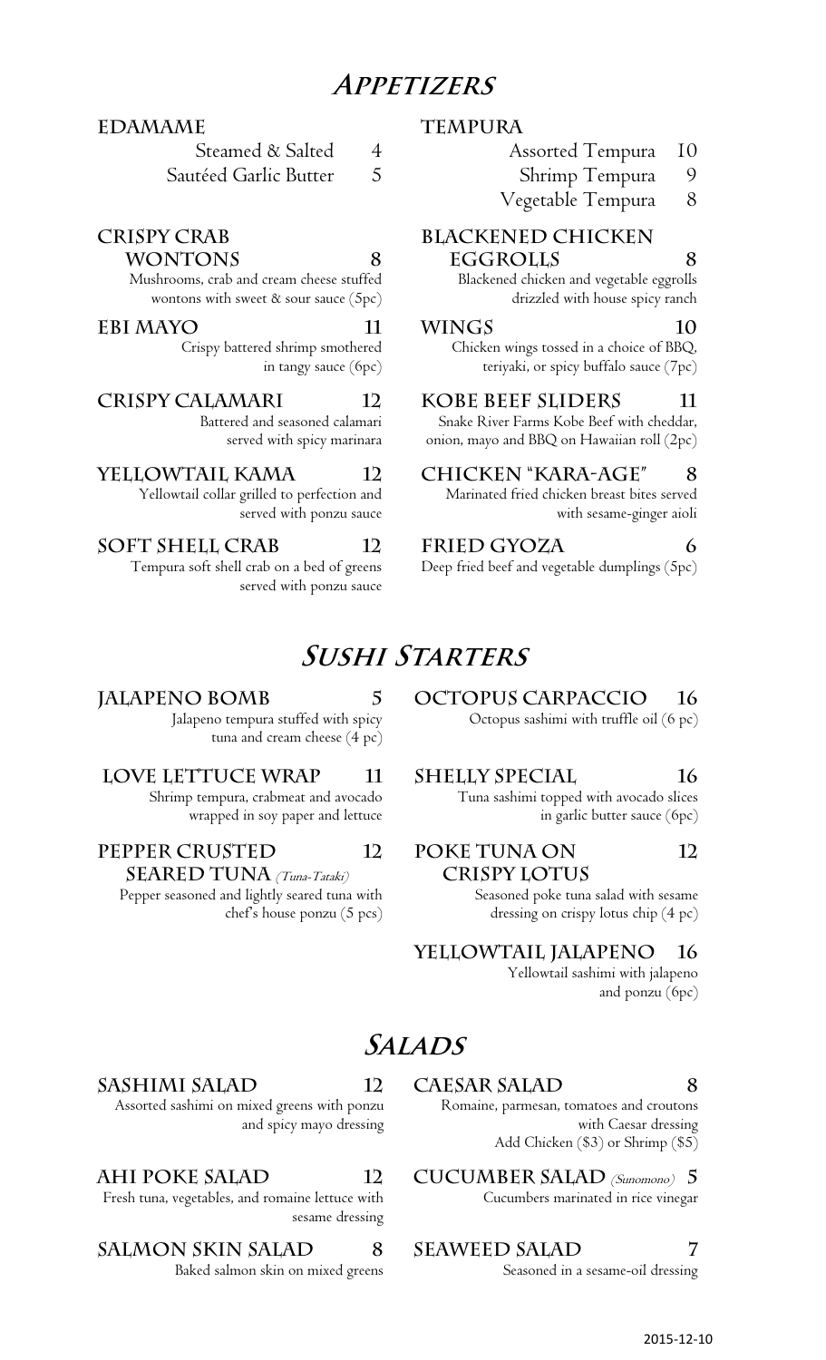# Appetizers

### EDAMAME

- Steamed & Salted 4
- Sautéed Garlic Butter 5

### CRISPY CRAB WONTONS 8

Mushrooms, crab and cream cheese stuffed wontons with sweet & sour sauce (5pc)

### EBI MAYO 11

Crispy battered shrimp smothered in tangy sauce (6pc)

### CRISPY CALAMARI 12

Battered and seasoned calamari served with spicy marinara

### YELLOWTAIL KAMA 12

Yellowtail collar grilled to perfection and served with ponzu sauce

### SOFT SHELL CRAB 12

Tempura soft shell crab on a bed of greens served with ponzu sauce

### TEMPURA

- Assorted Tempura 10
- Shrimp Tempura 9
- Vegetable Tempura 8

### BLACKENED CHICKEN EGGROLLS 8

Blackened chicken and vegetable eggrolls drizzled with house spicy ranch

### WINGS 10

Chicken wings tossed in a choice of BBQ, teriyaki, or spicy buffalo sauce (7pc)

### KOBE BEEF SLIDERS 11

Snake River Farms Kobe Beef with cheddar, onion, mayo and BBQ on Hawaiian roll (2pc)

### CHICKEN "KARA-AGE" 8

Marinated fried chicken breast bites served with sesame-ginger aioli

### FRIED GYOZA 6

Deep fried beef and vegetable dumplings (5pc)

# Sushi Starters

### JALAPENO BOMB 5

Jalapeno tempura stuffed with spicy tuna and cream cheese (4 pc)

### LOVE LETTUCE WRAP 11

Shrimp tempura, crabmeat and avocado wrapped in soy paper and lettuce

### PEPPER CRUSTED SEARED TUNA *(Tuna-Tataki)* 12

Pepper seasoned and lightly seared tuna with chef's house ponzu (5 pcs)

### OCTOPUS CARPACCIO 16

Octopus sashimi with truffle oil (6 pc)

### SHELLY SPECIAL 16

Tuna sashimi topped with avocado slices in garlic butter sauce (6pc)

### POKE TUNA ON CRISPY LOTUS 12

Seasoned poke tuna salad with sesame dressing on crispy lotus chip (4 pc)

### YELLOWTAIL JALAPENO 16

Yellowtail sashimi with jalapeno and ponzu (6pc)

# Salads

### SASHIMI SALAD 12

Assorted sashimi on mixed greens with ponzu and spicy mayo dressing

### AHI POKE SALAD 12

Fresh tuna, vegetables, and romaine lettuce with sesame dressing

### SALMON SKIN SALAD 8

Baked salmon skin on mixed greens

### CAESAR SALAD 8

Romaine, parmesan, tomatoes and croutons with Caesar dressing
Add Chicken ($3) or Shrimp ($5)

### CUCUMBER SALAD *(Sunomono)* 5

Cucumbers marinated in rice vinegar

### SEAWEED SALAD 7

Seasoned in a sesame-oil dressing

2015-12-10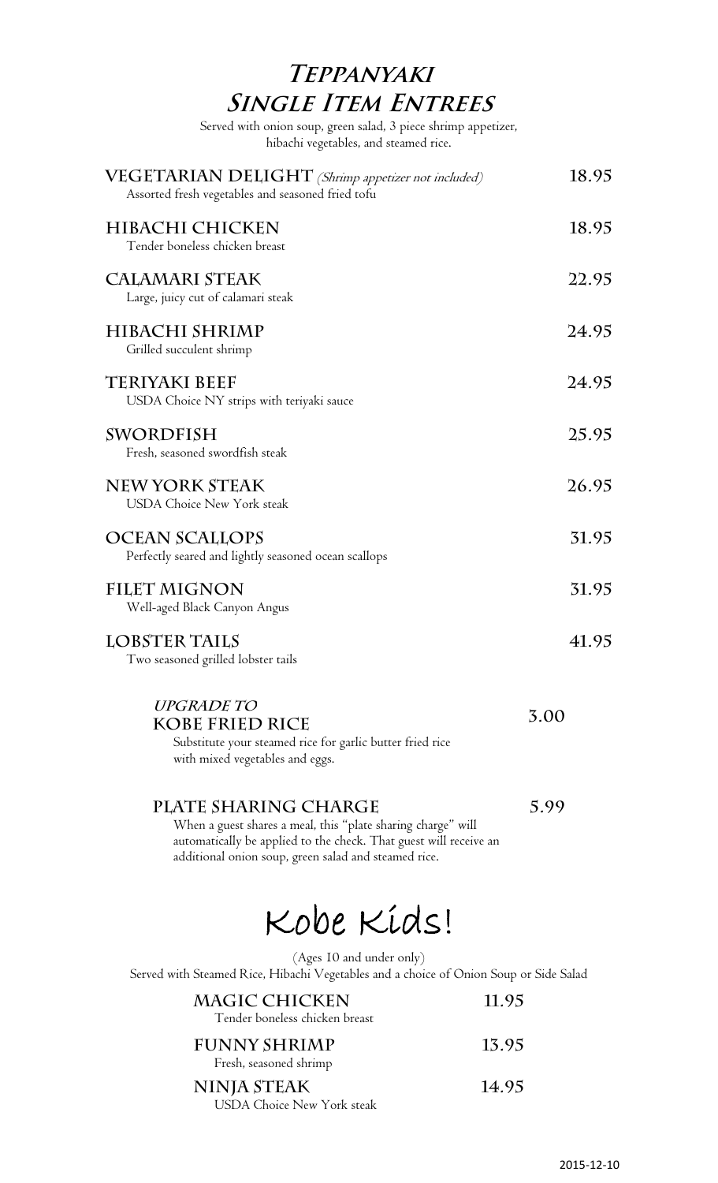# *Teppanyaki*
# *Single Item Entrees*

Served with onion soup, green salad, 3 piece shrimp appetizer, hibachi vegetables, and steamed rice.

**VEGETARIAN DELIGHT** *(Shrimp appetizer not included)* — **18.95**
Assorted fresh vegetables and seasoned fried tofu

**HIBACHI CHICKEN** — **18.95**
Tender boneless chicken breast

**CALAMARI STEAK** — **22.95**
Large, juicy cut of calamari steak

**HIBACHI SHRIMP** — **24.95**
Grilled succulent shrimp

**TERIYAKI BEEF** — **24.95**
USDA Choice NY strips with teriyaki sauce

**SWORDFISH** — **25.95**
Fresh, seasoned swordfish steak

**NEW YORK STEAK** — **26.95**
USDA Choice New York steak

**OCEAN SCALLOPS** — **31.95**
Perfectly seared and lightly seasoned ocean scallops

**FILET MIGNON** — **31.95**
Well-aged Black Canyon Angus

**LOBSTER TAILS** — **41.95**
Two seasoned grilled lobster tails

*UPGRADE TO*
**KOBE FRIED RICE** — **3.00**
Substitute your steamed rice for garlic butter fried rice with mixed vegetables and eggs.

**PLATE SHARING CHARGE** — **5.99**
When a guest shares a meal, this "plate sharing charge" will automatically be applied to the check. That guest will receive an additional onion soup, green salad and steamed rice.

# Kobe Kids!

(Ages 10 and under only)
Served with Steamed Rice, Hibachi Vegetables and a choice of Onion Soup or Side Salad

**MAGIC CHICKEN** — **11.95**
Tender boneless chicken breast

**FUNNY SHRIMP** — **13.95**
Fresh, seasoned shrimp

**NINJA STEAK** — **14.95**
USDA Choice New York steak

2015-12-10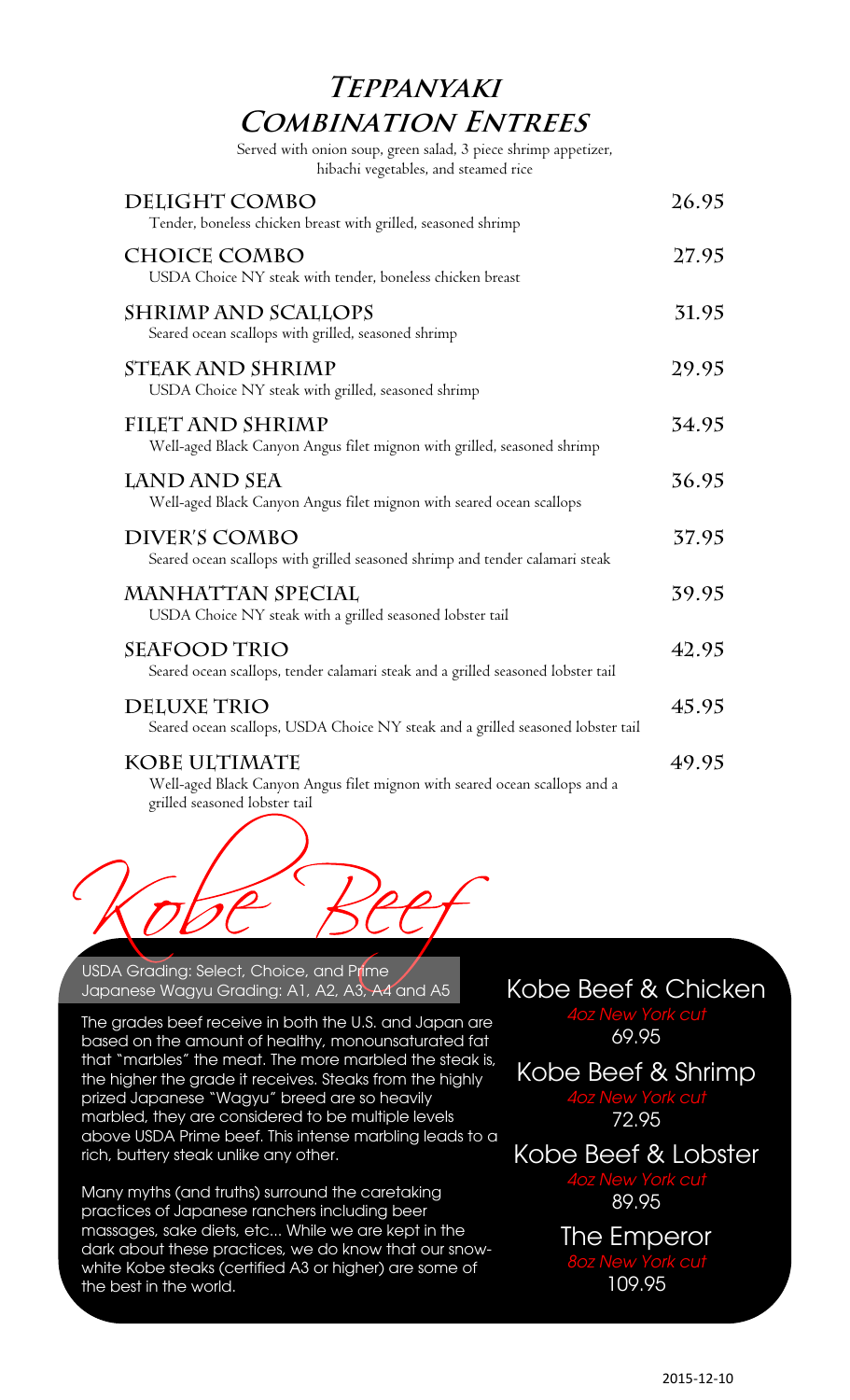# *Teppanyaki Combination Entrees*

Served with onion soup, green salad, 3 piece shrimp appetizer, hibachi vegetables, and steamed rice

**DELIGHT COMBO** — 26.95
Tender, boneless chicken breast with grilled, seasoned shrimp

**CHOICE COMBO** — 27.95
USDA Choice NY steak with tender, boneless chicken breast

**SHRIMP AND SCALLOPS** — 31.95
Seared ocean scallops with grilled, seasoned shrimp

**STEAK AND SHRIMP** — 29.95
USDA Choice NY steak with grilled, seasoned shrimp

**FILET AND SHRIMP** — 34.95
Well-aged Black Canyon Angus filet mignon with grilled, seasoned shrimp

**LAND AND SEA** — 36.95
Well-aged Black Canyon Angus filet mignon with seared ocean scallops

**DIVER'S COMBO** — 37.95
Seared ocean scallops with grilled seasoned shrimp and tender calamari steak

**MANHATTAN SPECIAL** — 39.95
USDA Choice NY steak with a grilled seasoned lobster tail

**SEAFOOD TRIO** — 42.95
Seared ocean scallops, tender calamari steak and a grilled seasoned lobster tail

**DELUXE TRIO** — 45.95
Seared ocean scallops, USDA Choice NY steak and a grilled seasoned lobster tail

**KOBE ULTIMATE** — 49.95
Well-aged Black Canyon Angus filet mignon with seared ocean scallops and a grilled seasoned lobster tail

## *Kobe Beef*

USDA Grading: Select, Choice, and Prime
Japanese Wagyu Grading: A1, A2, A3, A4 and A5

The grades beef receive in both the U.S. and Japan are based on the amount of healthy, monounsaturated fat that "marbles" the meat. The more marbled the steak is, the higher the grade it receives. Steaks from the highly prized Japanese "Wagyu" breed are so heavily marbled, they are considered to be multiple levels above USDA Prime beef. This intense marbling leads to a rich, buttery steak unlike any other.

Many myths (and truths) surround the caretaking practices of Japanese ranchers including beer massages, sake diets, etc... While we are kept in the dark about these practices, we do know that our snow-white Kobe steaks (certified A3 or higher) are some of the best in the world.

**Kobe Beef & Chicken**
*4oz New York cut*
69.95

**Kobe Beef & Shrimp**
*4oz New York cut*
72.95

**Kobe Beef & Lobster**
*4oz New York cut*
89.95

**The Emperor**
*8oz New York cut*
109.95

2015-12-10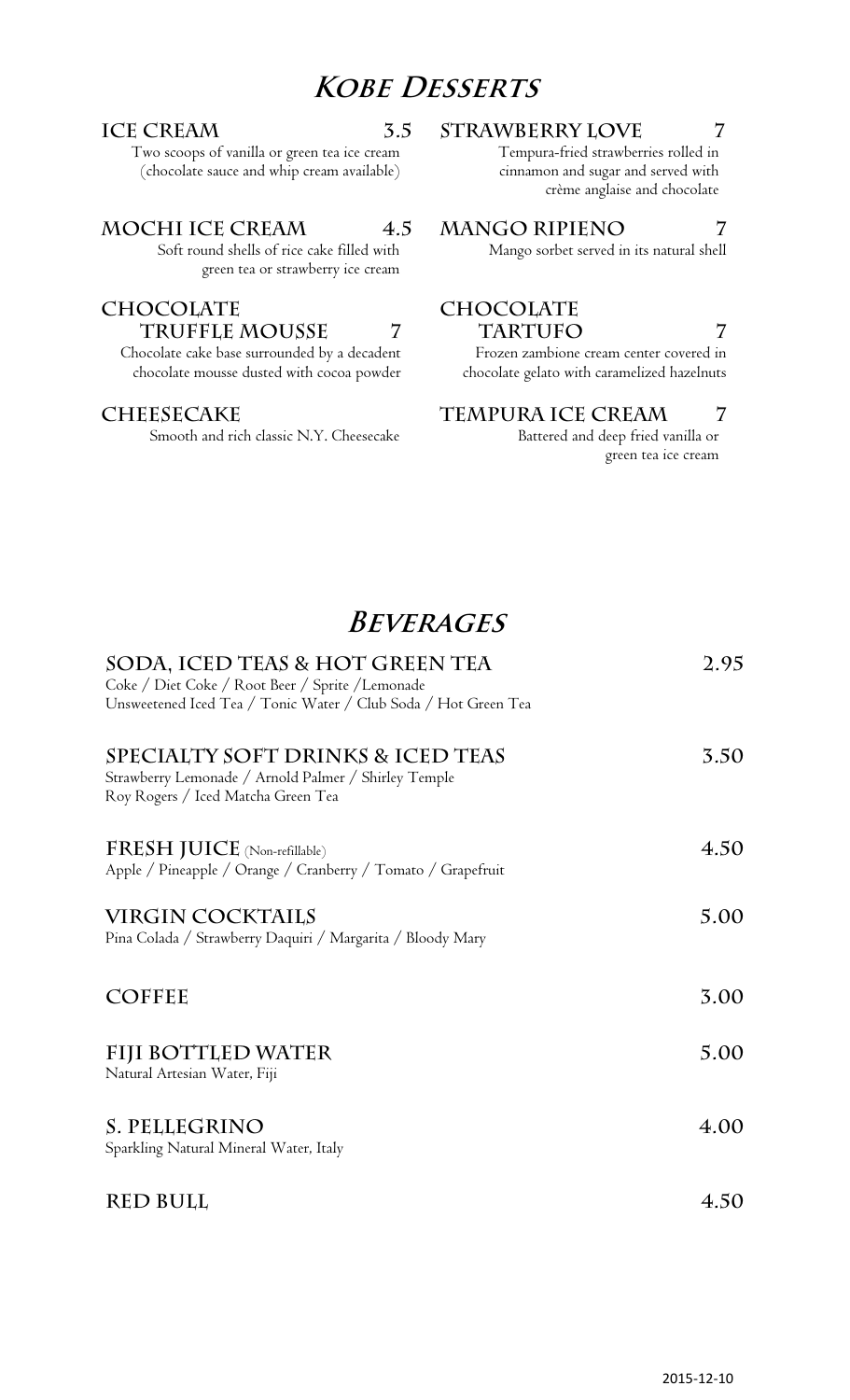# Kobe Desserts

### ICE CREAM 3.5
Two scoops of vanilla or green tea ice cream (chocolate sauce and whip cream available)

### MOCHI ICE CREAM 4.5
Soft round shells of rice cake filled with green tea or strawberry ice cream

### CHOCOLATE TRUFFLE MOUSSE 7
Chocolate cake base surrounded by a decadent chocolate mousse dusted with cocoa powder

### CHEESECAKE
Smooth and rich classic N.Y. Cheesecake

### STRAWBERRY LOVE 7
Tempura-fried strawberries rolled in cinnamon and sugar and served with crème anglaise and chocolate

### MANGO RIPIENO 7
Mango sorbet served in its natural shell

### CHOCOLATE TARTUFO 7
Frozen zambione cream center covered in chocolate gelato with caramelized hazelnuts

### TEMPURA ICE CREAM 7
Battered and deep fried vanilla or green tea ice cream

# Beverages

### SODA, ICED TEAS & HOT GREEN TEA 2.95
Coke / Diet Coke / Root Beer / Sprite /Lemonade
Unsweetened Iced Tea / Tonic Water / Club Soda / Hot Green Tea

### SPECIALTY SOFT DRINKS & ICED TEAS 3.50
Strawberry Lemonade / Arnold Palmer / Shirley Temple
Roy Rogers / Iced Matcha Green Tea

### FRESH JUICE (Non-refillable) 4.50
Apple / Pineapple / Orange / Cranberry / Tomato / Grapefruit

### VIRGIN COCKTAILS 5.00
Pina Colada / Strawberry Daquiri / Margarita / Bloody Mary

### COFFEE 3.00

### FIJI BOTTLED WATER 5.00
Natural Artesian Water, Fiji

### S. PELLEGRINO 4.00
Sparkling Natural Mineral Water, Italy

### RED BULL 4.50

2015-12-10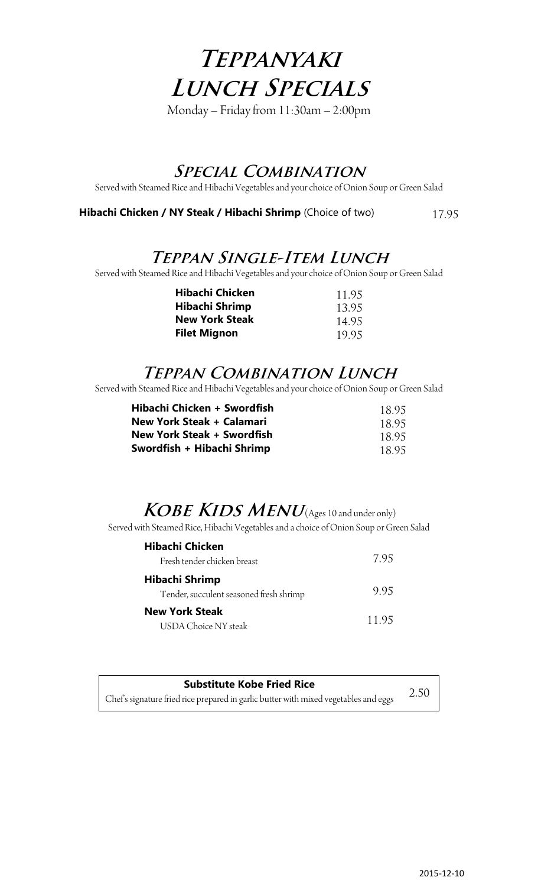# Teppanyaki Lunch Specials

Monday – Friday from 11:30am – 2:00pm

## Special Combination

Served with Steamed Rice and Hibachi Vegetables and your choice of Onion Soup or Green Salad

| | |
|---|---|
| **Hibachi Chicken / NY Steak / Hibachi Shrimp** (Choice of two) | 17.95 |

## Teppan Single-Item Lunch

Served with Steamed Rice and Hibachi Vegetables and your choice of Onion Soup or Green Salad

| | |
|---|---|
| **Hibachi Chicken** | 11.95 |
| **Hibachi Shrimp** | 13.95 |
| **New York Steak** | 14.95 |
| **Filet Mignon** | 19.95 |

## Teppan Combination Lunch

Served with Steamed Rice and Hibachi Vegetables and your choice of Onion Soup or Green Salad

| | |
|---|---|
| **Hibachi Chicken + Swordfish** | 18.95 |
| **New York Steak + Calamari** | 18.95 |
| **New York Steak + Swordfish** | 18.95 |
| **Swordfish + Hibachi Shrimp** | 18.95 |

## Kobe Kids Menu (Ages 10 and under only)

Served with Steamed Rice, Hibachi Vegetables and a choice of Onion Soup or Green Salad

| | |
|---|---|
| **Hibachi Chicken**<br>Fresh tender chicken breast | 7.95 |
| **Hibachi Shrimp**<br>Tender, succulent seasoned fresh shrimp | 9.95 |
| **New York Steak**<br>USDA Choice NY steak | 11.95 |

| | |
|---|---|
| **Substitute Kobe Fried Rice**<br>Chef's signature fried rice prepared in garlic butter with mixed vegetables and eggs | 2.50 |

2015-12-10